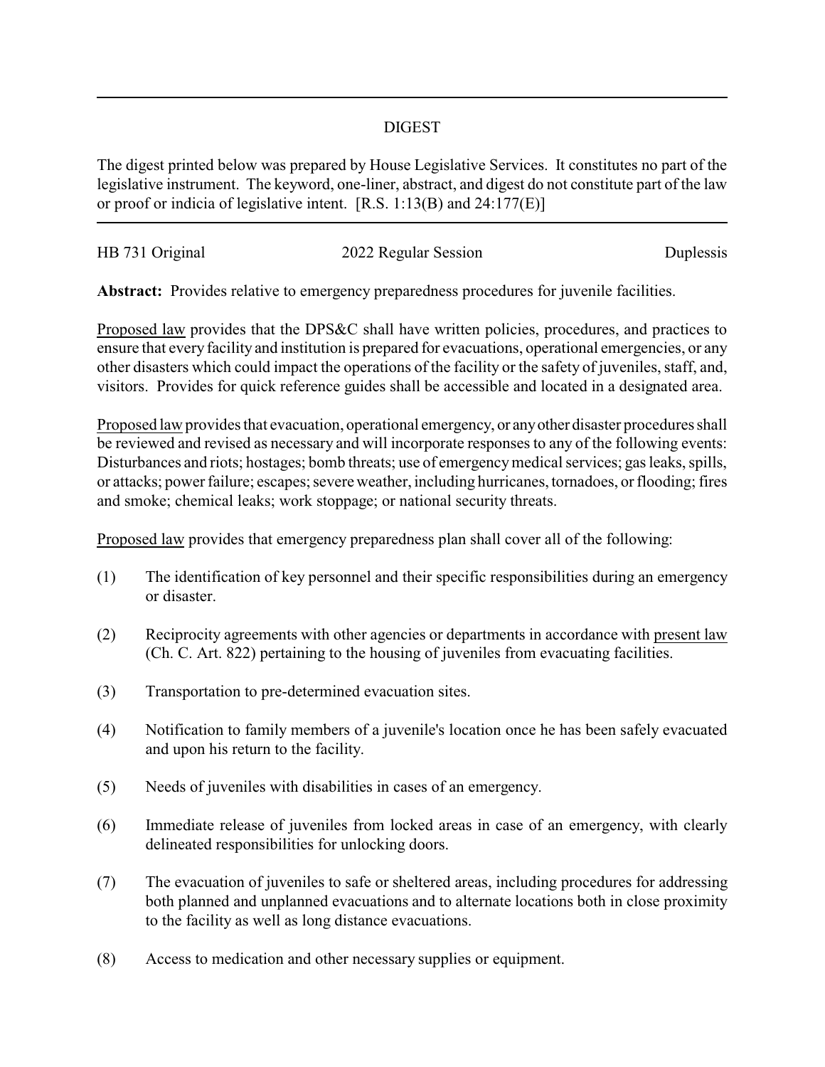## DIGEST

The digest printed below was prepared by House Legislative Services. It constitutes no part of the legislative instrument. The keyword, one-liner, abstract, and digest do not constitute part of the law or proof or indicia of legislative intent. [R.S. 1:13(B) and 24:177(E)]

HB 731 Original 2022 Regular Session Duplessis

**Abstract:** Provides relative to emergency preparedness procedures for juvenile facilities.

Proposed law provides that the DPS&C shall have written policies, procedures, and practices to ensure that every facility and institution is prepared for evacuations, operational emergencies, or any other disasters which could impact the operations of the facility or the safety of juveniles, staff, and, visitors. Provides for quick reference guides shall be accessible and located in a designated area.

Proposed law provides that evacuation, operational emergency, or any other disaster procedures shall be reviewed and revised as necessary and will incorporate responses to any of the following events: Disturbances and riots; hostages; bomb threats; use of emergency medical services; gas leaks, spills, or attacks; power failure; escapes; severe weather, including hurricanes, tornadoes, or flooding; fires and smoke; chemical leaks; work stoppage; or national security threats.

Proposed law provides that emergency preparedness plan shall cover all of the following:

(1) The identification of key personnel and their specific responsibilities during an emergency or disaster.

(2) Reciprocity agreements with other agencies or departments in accordance with present law (Ch. C. Art. 822) pertaining to the housing of juveniles from evacuating facilities.

(3) Transportation to pre-determined evacuation sites.

(4) Notification to family members of a juvenile's location once he has been safely evacuated and upon his return to the facility.

(5) Needs of juveniles with disabilities in cases of an emergency.

(6) Immediate release of juveniles from locked areas in case of an emergency, with clearly delineated responsibilities for unlocking doors.

(7) The evacuation of juveniles to safe or sheltered areas, including procedures for addressing both planned and unplanned evacuations and to alternate locations both in close proximity to the facility as well as long distance evacuations.

(8) Access to medication and other necessary supplies or equipment.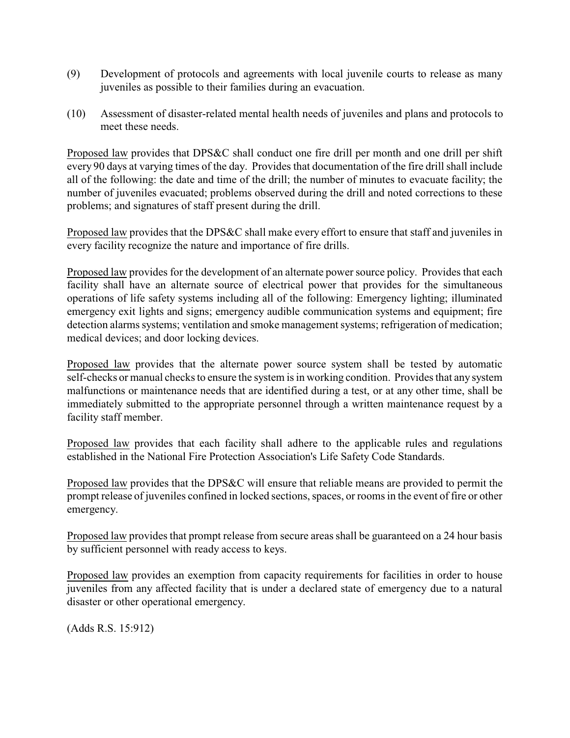(9) Development of protocols and agreements with local juvenile courts to release as many juveniles as possible to their families during an evacuation.

(10) Assessment of disaster-related mental health needs of juveniles and plans and protocols to meet these needs.

Proposed law provides that DPS&C shall conduct one fire drill per month and one drill per shift every 90 days at varying times of the day. Provides that documentation of the fire drill shall include all of the following: the date and time of the drill; the number of minutes to evacuate facility; the number of juveniles evacuated; problems observed during the drill and noted corrections to these problems; and signatures of staff present during the drill.

Proposed law provides that the DPS&C shall make every effort to ensure that staff and juveniles in every facility recognize the nature and importance of fire drills.

Proposed law provides for the development of an alternate power source policy. Provides that each facility shall have an alternate source of electrical power that provides for the simultaneous operations of life safety systems including all of the following: Emergency lighting; illuminated emergency exit lights and signs; emergency audible communication systems and equipment; fire detection alarms systems; ventilation and smoke management systems; refrigeration of medication; medical devices; and door locking devices.

Proposed law provides that the alternate power source system shall be tested by automatic self-checks or manual checks to ensure the system is in working condition. Provides that any system malfunctions or maintenance needs that are identified during a test, or at any other time, shall be immediately submitted to the appropriate personnel through a written maintenance request by a facility staff member.

Proposed law provides that each facility shall adhere to the applicable rules and regulations established in the National Fire Protection Association's Life Safety Code Standards.

Proposed law provides that the DPS&C will ensure that reliable means are provided to permit the prompt release of juveniles confined in locked sections, spaces, or rooms in the event of fire or other emergency.

Proposed law provides that prompt release from secure areas shall be guaranteed on a 24 hour basis by sufficient personnel with ready access to keys.

Proposed law provides an exemption from capacity requirements for facilities in order to house juveniles from any affected facility that is under a declared state of emergency due to a natural disaster or other operational emergency.

(Adds R.S. 15:912)